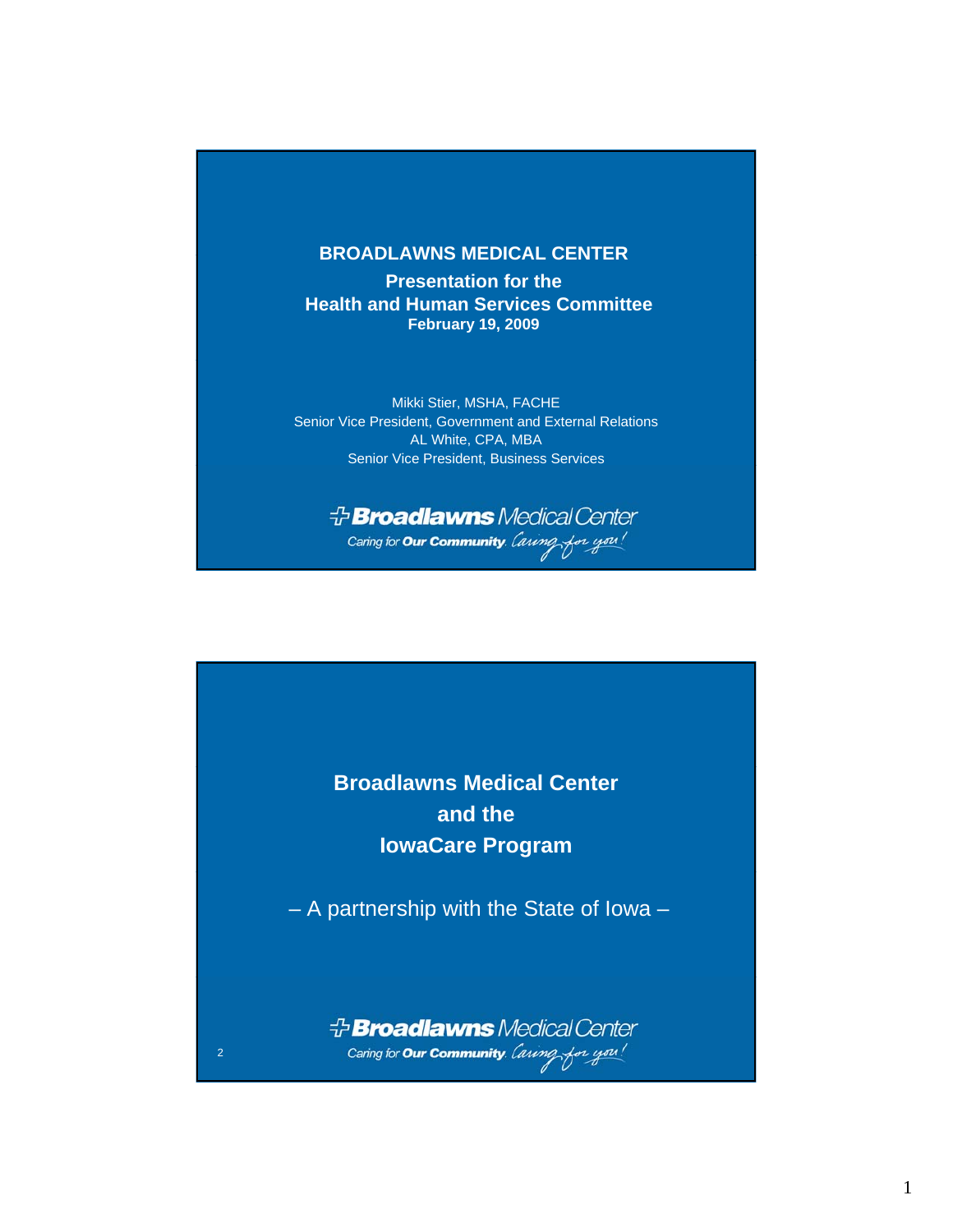# BROADLAWNS MEDICAL CENTER

**Presentation for the**
**Health and Human Services Committee**
**February 19, 2009**

Mikki Stier, MSHA, FACHE
Senior Vice President, Government and External Relations
AL White, CPA, MBA
Senior Vice President, Business Services

Broadlawns Medical Center
Caring for Our Community. Caring for you!

---

## Broadlawns Medical Center and the IowaCare Program

– A partnership with the State of Iowa –

Broadlawns Medical Center
Caring for Our Community. Caring for you!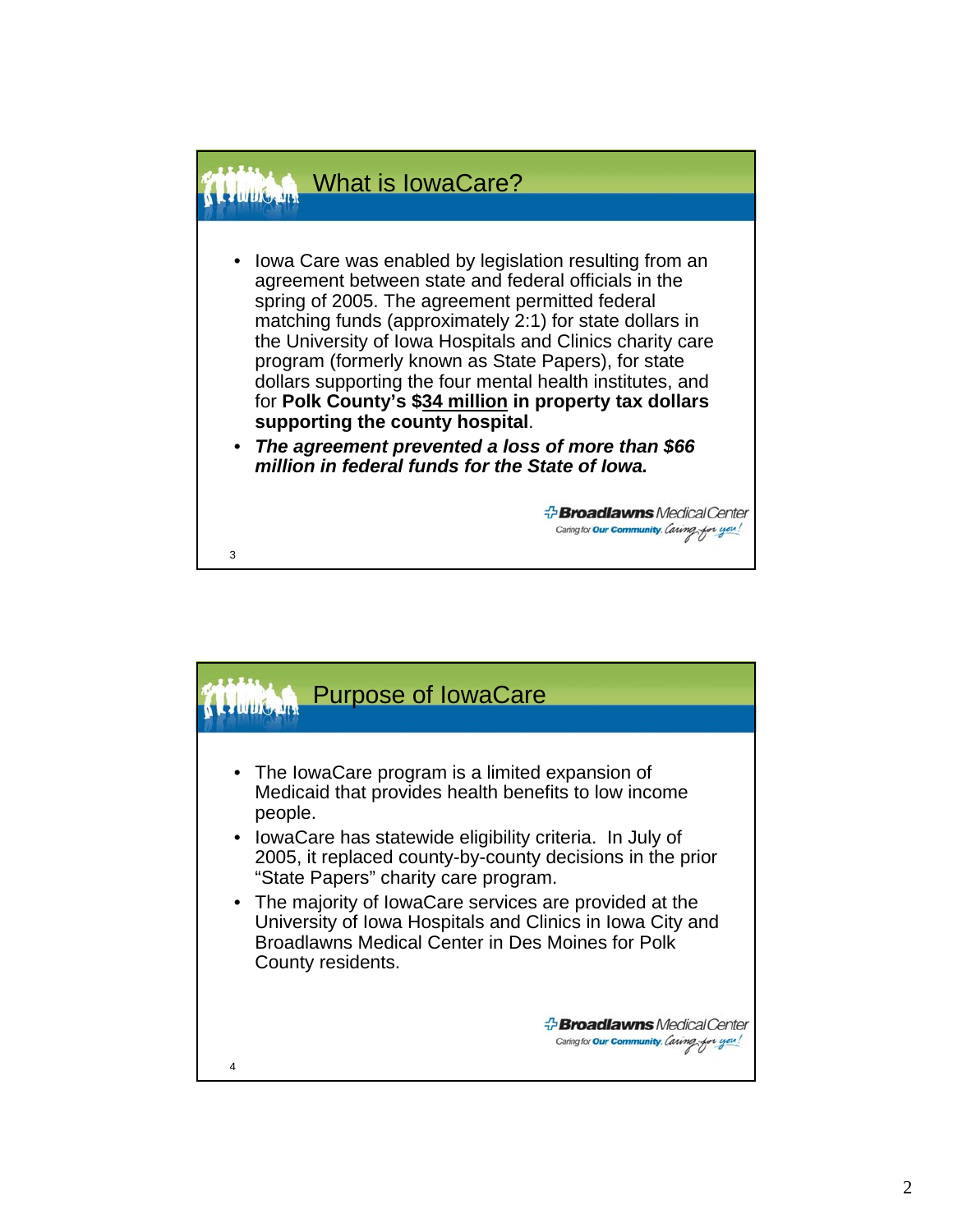## What is IowaCare?

- Iowa Care was enabled by legislation resulting from an agreement between state and federal officials in the spring of 2005. The agreement permitted federal matching funds (approximately 2:1) for state dollars in the University of Iowa Hospitals and Clinics charity care program (formerly known as State Papers), for state dollars supporting the four mental health institutes, and for **Polk County's $<u>34 million</u> in property tax dollars supporting the county hospital**.
- ***The agreement prevented a loss of more than $66 million in federal funds for the State of Iowa.***

Broadlawns Medical Center
Caring for Our Community. Caring for you!

## Purpose of IowaCare

- The IowaCare program is a limited expansion of Medicaid that provides health benefits to low income people.
- IowaCare has statewide eligibility criteria. In July of 2005, it replaced county-by-county decisions in the prior "State Papers" charity care program.
- The majority of IowaCare services are provided at the University of Iowa Hospitals and Clinics in Iowa City and Broadlawns Medical Center in Des Moines for Polk County residents.

Broadlawns Medical Center
Caring for Our Community. Caring for you!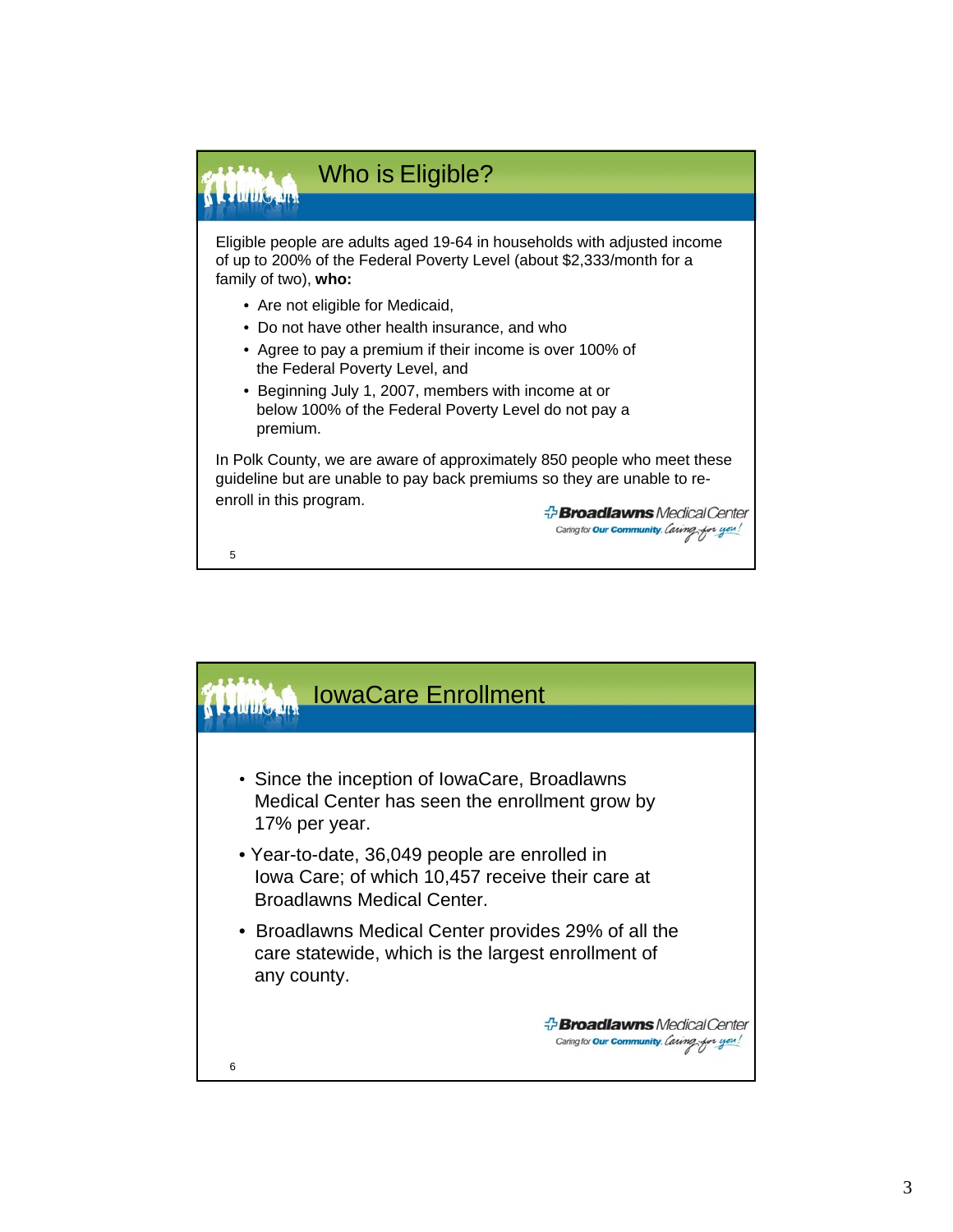## Who is Eligible?

Eligible people are adults aged 19-64 in households with adjusted income of up to 200% of the Federal Poverty Level (about $2,333/month for a family of two), **who:**

- Are not eligible for Medicaid,
- Do not have other health insurance, and who
- Agree to pay a premium if their income is over 100% of the Federal Poverty Level, and
- Beginning July 1, 2007, members with income at or below 100% of the Federal Poverty Level do not pay a premium.

In Polk County, we are aware of approximately 850 people who meet these guideline but are unable to pay back premiums so they are unable to re-enroll in this program.

Broadlawns Medical Center
Caring for Our Community. Caring for you!

5

## IowaCare Enrollment

- Since the inception of IowaCare, Broadlawns Medical Center has seen the enrollment grow by 17% per year.
- Year-to-date, 36,049 people are enrolled in Iowa Care; of which 10,457 receive their care at Broadlawns Medical Center.
- Broadlawns Medical Center provides 29% of all the care statewide, which is the largest enrollment of any county.

Broadlawns Medical Center
Caring for Our Community. Caring for you!

6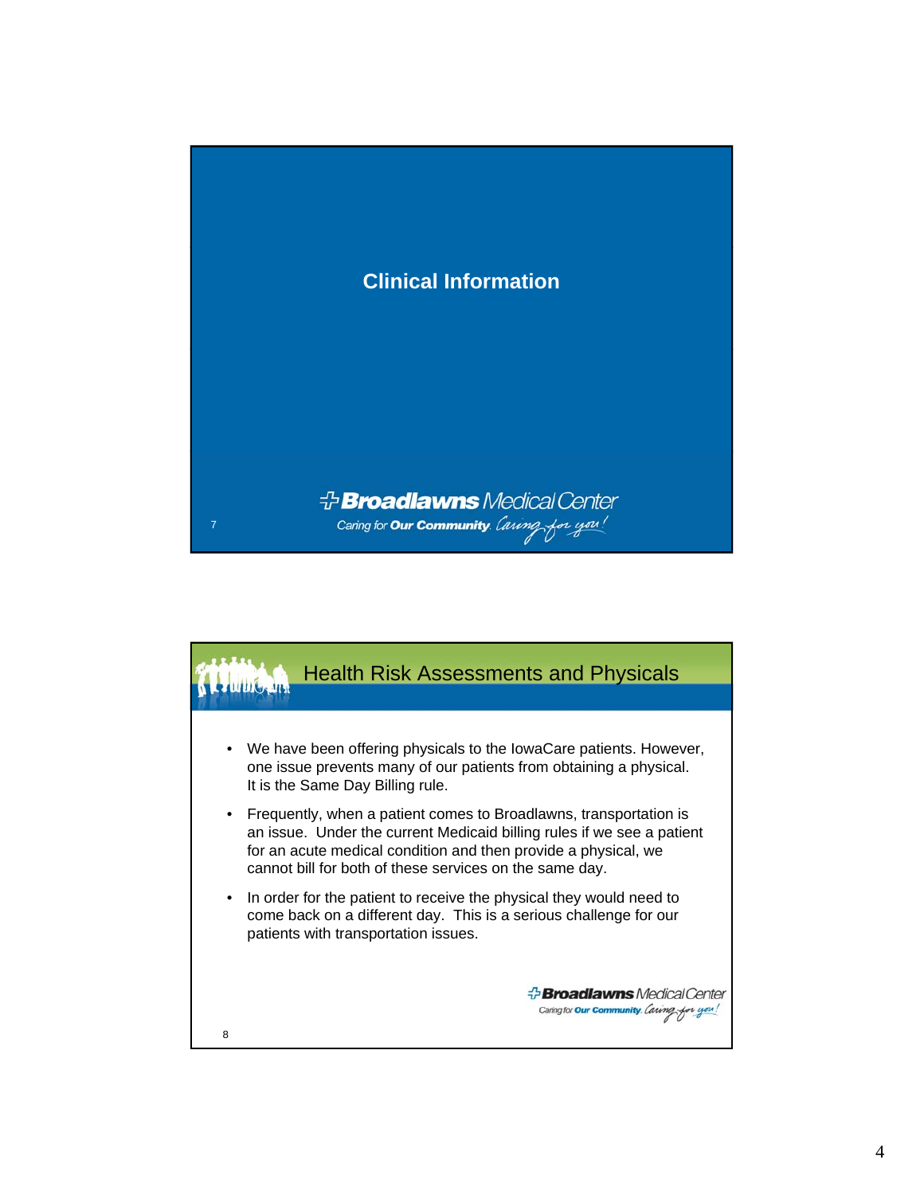# Clinical Information

Broadlawns Medical Center

Caring for Our Community. Caring for you!

## Health Risk Assessments and Physicals

- We have been offering physicals to the IowaCare patients. However, one issue prevents many of our patients from obtaining a physical. It is the Same Day Billing rule.
- Frequently, when a patient comes to Broadlawns, transportation is an issue. Under the current Medicaid billing rules if we see a patient for an acute medical condition and then provide a physical, we cannot bill for both of these services on the same day.
- In order for the patient to receive the physical they would need to come back on a different day. This is a serious challenge for our patients with transportation issues.

Broadlawns Medical Center

Caring for Our Community. Caring for you!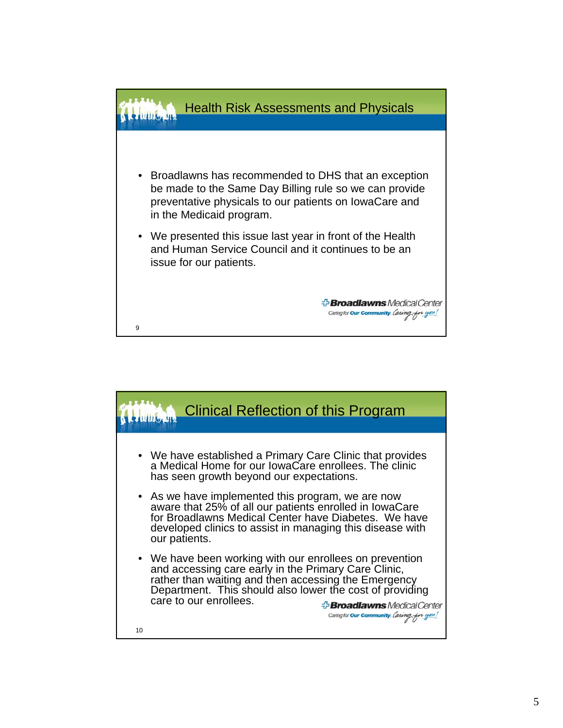## Health Risk Assessments and Physicals

- Broadlawns has recommended to DHS that an exception be made to the Same Day Billing rule so we can provide preventative physicals to our patients on IowaCare and in the Medicaid program.
- We presented this issue last year in front of the Health and Human Service Council and it continues to be an issue for our patients.

Broadlawns Medical Center
Caring for Our Community. Caring for you!

9

## Clinical Reflection of this Program

- We have established a Primary Care Clinic that provides a Medical Home for our IowaCare enrollees. The clinic has seen growth beyond our expectations.
- As we have implemented this program, we are now aware that 25% of all our patients enrolled in IowaCare for Broadlawns Medical Center have Diabetes. We have developed clinics to assist in managing this disease with our patients.
- We have been working with our enrollees on prevention and accessing care early in the Primary Care Clinic, rather than waiting and then accessing the Emergency Department. This should also lower the cost of providing care to our enrollees.

Broadlawns Medical Center
Caring for Our Community. Caring for you!

10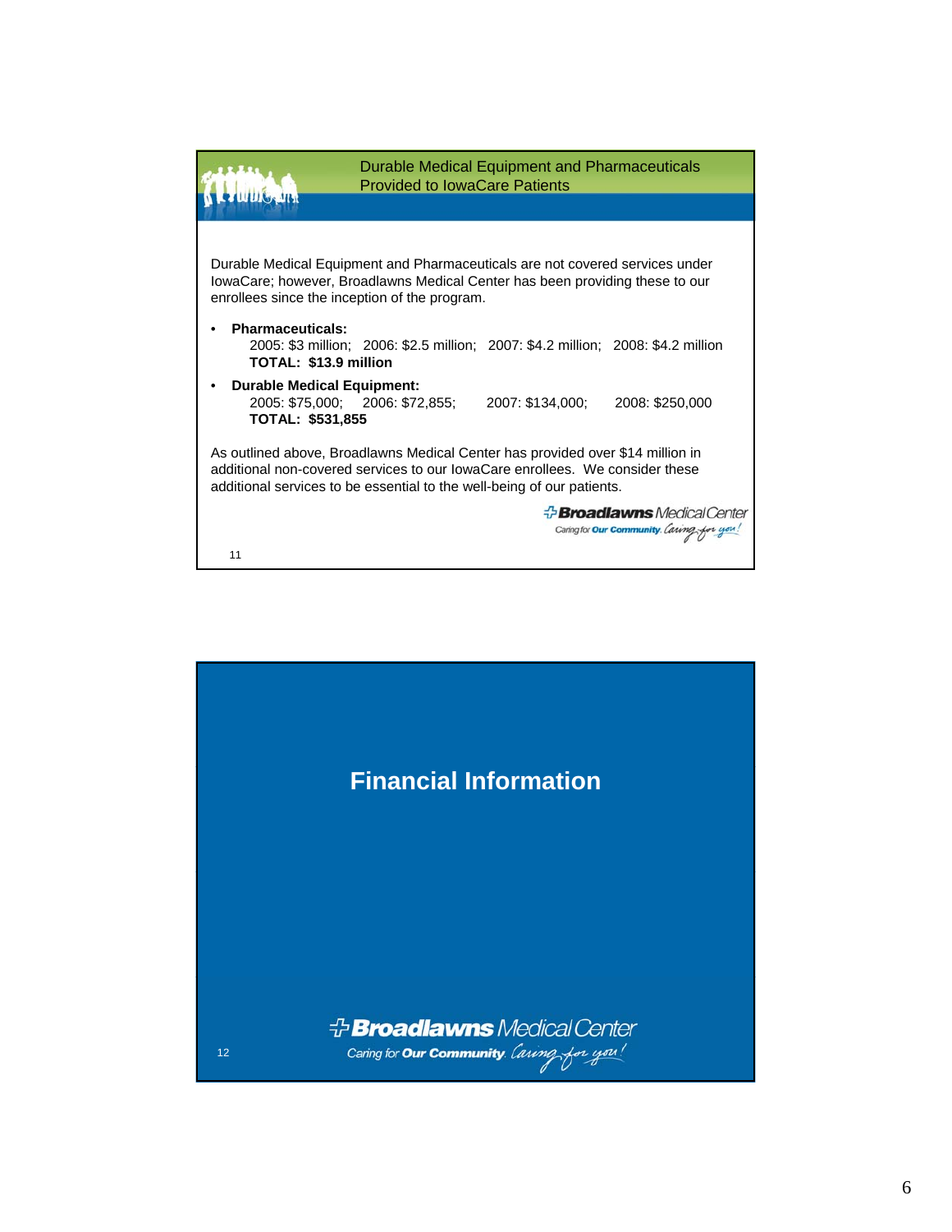## Durable Medical Equipment and Pharmaceuticals Provided to IowaCare Patients

Durable Medical Equipment and Pharmaceuticals are not covered services under IowaCare; however, Broadlawns Medical Center has been providing these to our enrollees since the inception of the program.

- **Pharmaceuticals:**
  2005: $3 million; 2006: $2.5 million; 2007: $4.2 million; 2008: $4.2 million
  **TOTAL: $13.9 million**
- **Durable Medical Equipment:**
  2005: $75,000; 2006: $72,855; 2007: $134,000; 2008: $250,000
  **TOTAL: $531,855**

As outlined above, Broadlawns Medical Center has provided over $14 million in additional non-covered services to our IowaCare enrollees. We consider these additional services to be essential to the well-being of our patients.

Broadlawns Medical Center
Caring for Our Community. Caring for you!

## Financial Information

Broadlawns Medical Center
Caring for Our Community. Caring for you!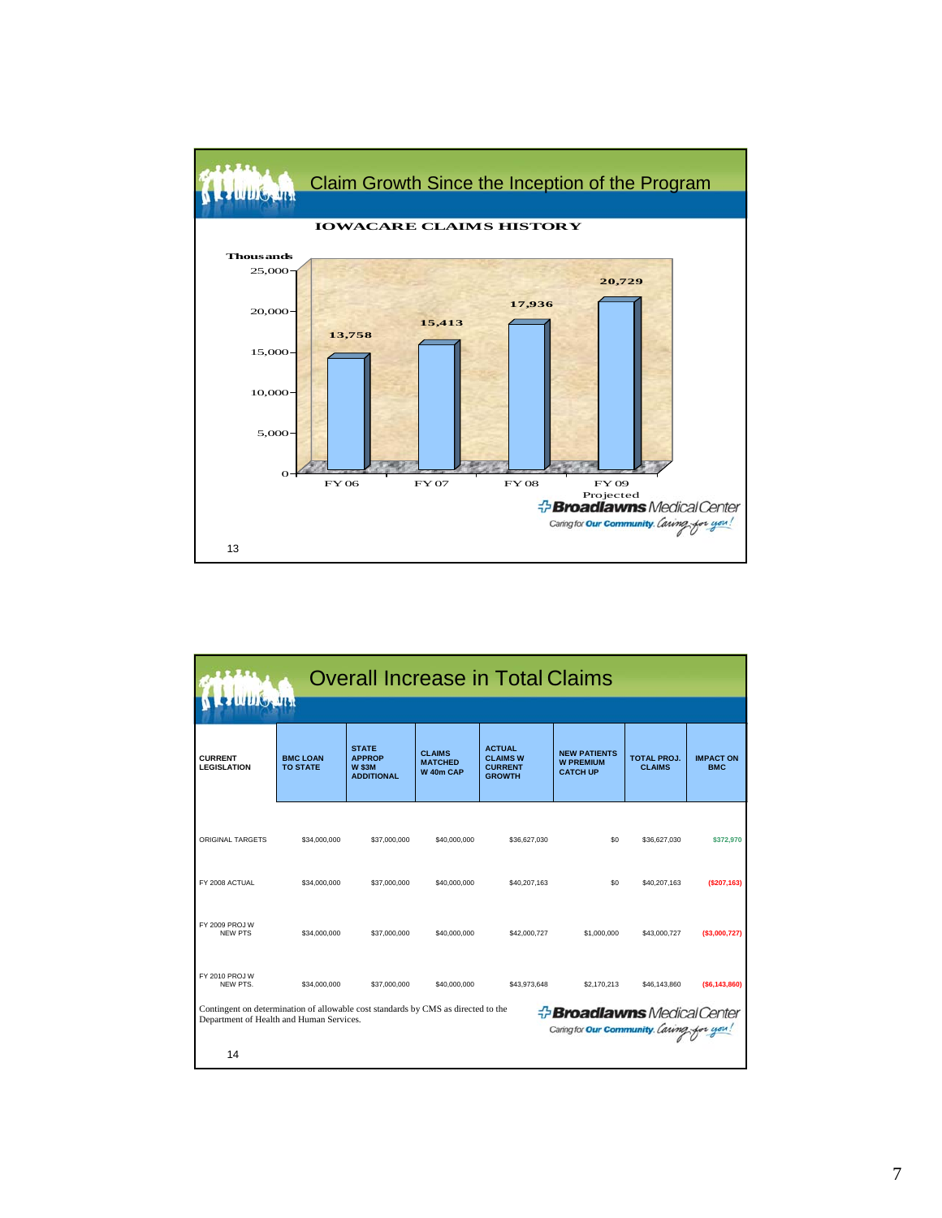## Claim Growth Since the Inception of the Program

**IOWACARE CLAIMS HISTORY**

Thousands

| Fiscal Year | Claims (Thousands) |
|---|---|
| FY 06 | 13,758 |
| FY 07 | 15,413 |
| FY 08 | 17,936 |
| FY 09 Projected | 20,729 |

Broadlawns Medical Center — Caring for Our Community. Caring for you!

## Overall Increase in Total Claims

| CURRENT LEGISLATION | BMC LOAN TO STATE | STATE APPROP W $3M ADDITIONAL | CLAIMS MATCHED W 40m CAP | ACTUAL CLAIMS W CURRENT GROWTH | NEW PATIENTS W PREMIUM CATCH UP | TOTAL PROJ. CLAIMS | IMPACT ON BMC |
|---|---|---|---|---|---|---|---|
| ORIGINAL TARGETS | $34,000,000 | $37,000,000 | $40,000,000 | $36,627,030 | $0 | $36,627,030 | $372,970 |
| FY 2008 ACTUAL | $34,000,000 | $37,000,000 | $40,000,000 | $40,207,163 | $0 | $40,207,163 | ($207,163) |
| FY 2009 PROJ W NEW PTS | $34,000,000 | $37,000,000 | $40,000,000 | $42,000,727 | $1,000,000 | $43,000,727 | ($3,000,727) |
| FY 2010 PROJ W NEW PTS. | $34,000,000 | $37,000,000 | $40,000,000 | $43,973,648 | $2,170,213 | $46,143,860 | ($6,143,860) |

Contingent on determination of allowable cost standards by CMS as directed to the Department of Health and Human Services.

Broadlawns Medical Center — Caring for Our Community. Caring for you!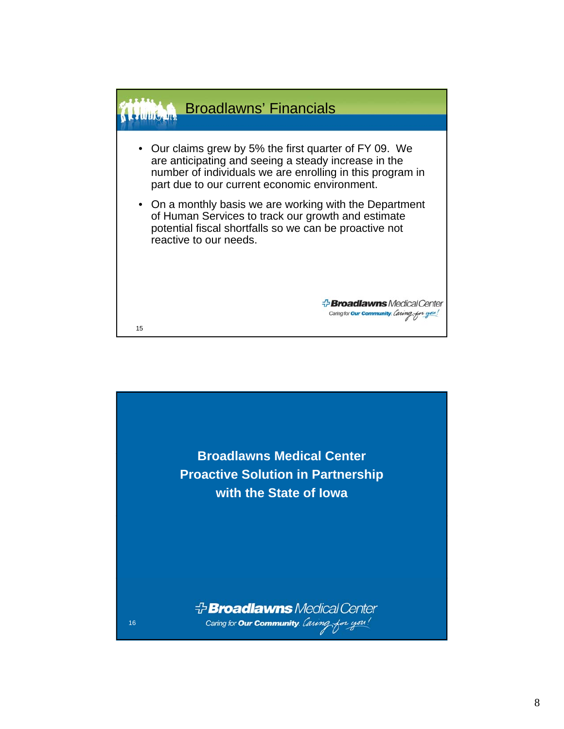## Broadlawns' Financials

- Our claims grew by 5% the first quarter of FY 09. We are anticipating and seeing a steady increase in the number of individuals we are enrolling in this program in part due to our current economic environment.
- On a monthly basis we are working with the Department of Human Services to track our growth and estimate potential fiscal shortfalls so we can be proactive not reactive to our needs.

Broadlawns Medical Center
Caring for Our Community. Caring for you!

---

**Broadlawns Medical Center**
**Proactive Solution in Partnership**
**with the State of Iowa**

Broadlawns Medical Center
Caring for Our Community. Caring for you!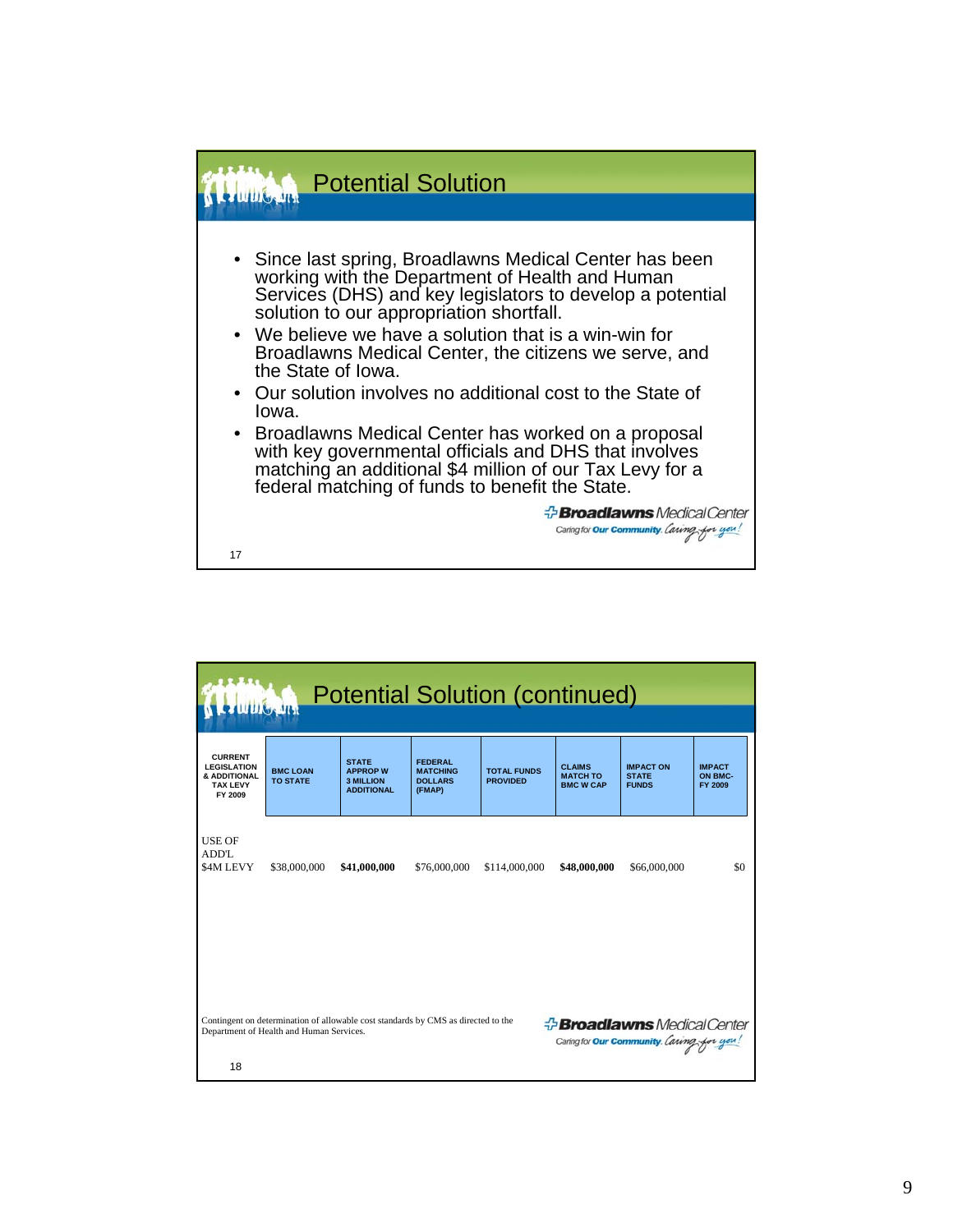## Potential Solution

- Since last spring, Broadlawns Medical Center has been working with the Department of Health and Human Services (DHS) and key legislators to develop a potential solution to our appropriation shortfall.
- We believe we have a solution that is a win-win for Broadlawns Medical Center, the citizens we serve, and the State of Iowa.
- Our solution involves no additional cost to the State of Iowa.
- Broadlawns Medical Center has worked on a proposal with key governmental officials and DHS that involves matching an additional $4 million of our Tax Levy for a federal matching of funds to benefit the State.

Broadlawns Medical Center — Caring for Our Community. Caring for you!

17

## Potential Solution (continued)

| CURRENT LEGISLATION & ADDITIONAL TAX LEVY FY 2009 | BMC LOAN TO STATE | STATE APPROP W 3 MILLION ADDITIONAL | FEDERAL MATCHING DOLLARS (FMAP) | TOTAL FUNDS PROVIDED | CLAIMS MATCH TO BMC W CAP | IMPACT ON STATE FUNDS | IMPACT ON BMC-FY 2009 |
|---|---|---|---|---|---|---|---|
| USE OF ADD'L $4M LEVY | $38,000,000 | **$41,000,000** | $76,000,000 | $114,000,000 | **$48,000,000** | $66,000,000 | $0 |

Contingent on determination of allowable cost standards by CMS as directed to the Department of Health and Human Services.

Broadlawns Medical Center — Caring for Our Community. Caring for you!

18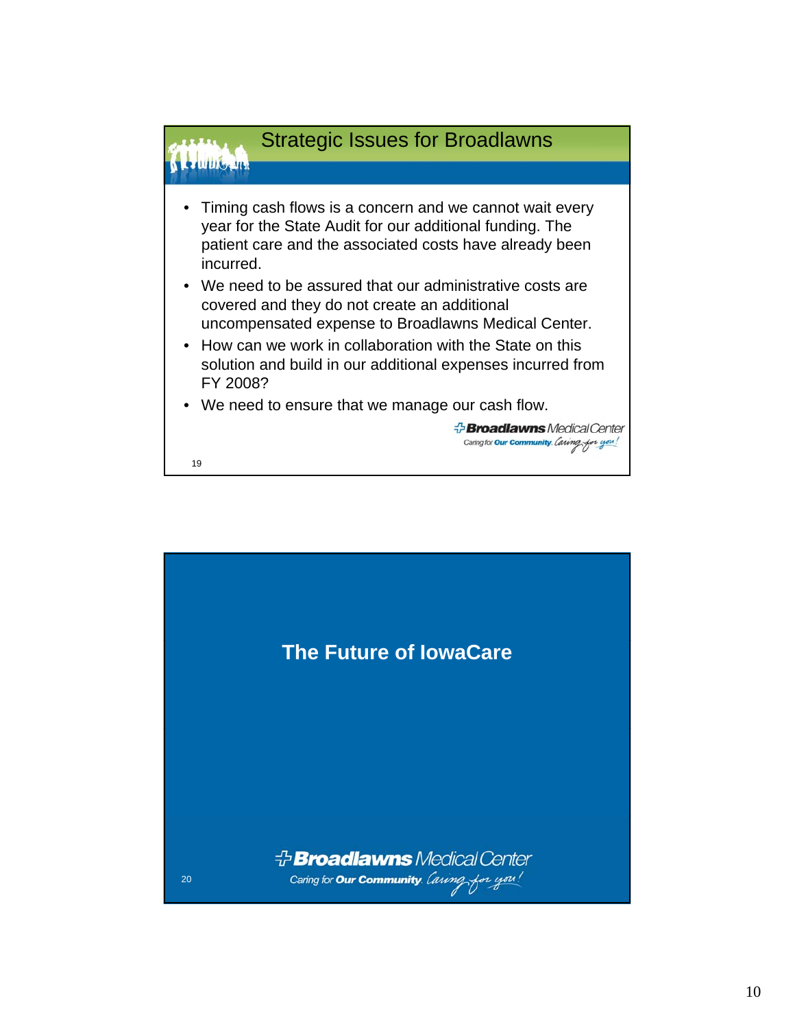## Strategic Issues for Broadlawns

- Timing cash flows is a concern and we cannot wait every year for the State Audit for our additional funding. The patient care and the associated costs have already been incurred.
- We need to be assured that our administrative costs are covered and they do not create an additional uncompensated expense to Broadlawns Medical Center.
- How can we work in collaboration with the State on this solution and build in our additional expenses incurred from FY 2008?
- We need to ensure that we manage our cash flow.

Broadlawns Medical Center
Caring for Our Community. Caring for you!

## The Future of IowaCare

Broadlawns Medical Center
Caring for Our Community. Caring for you!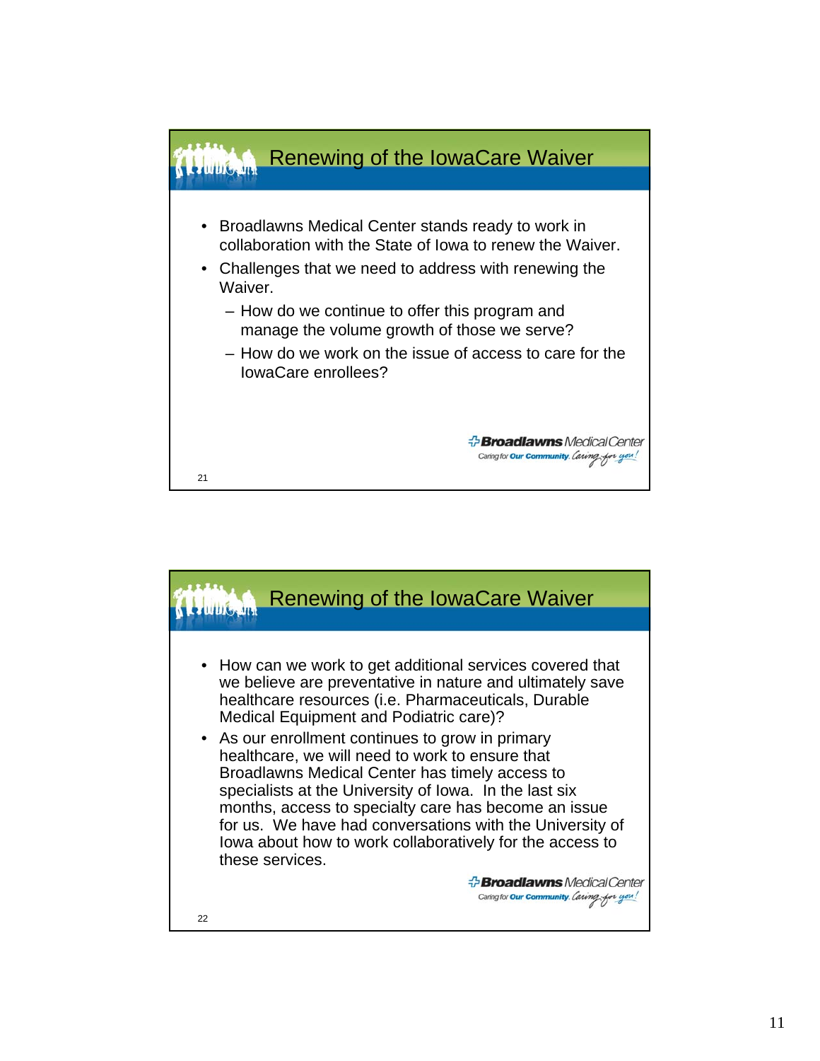## Renewing of the IowaCare Waiver

- Broadlawns Medical Center stands ready to work in collaboration with the State of Iowa to renew the Waiver.
- Challenges that we need to address with renewing the Waiver.
  - How do we continue to offer this program and manage the volume growth of those we serve?
  - How do we work on the issue of access to care for the IowaCare enrollees?

Broadlawns Medical Center
Caring for Our Community. Caring for you!

21

## Renewing of the IowaCare Waiver

- How can we work to get additional services covered that we believe are preventative in nature and ultimately save healthcare resources (i.e. Pharmaceuticals, Durable Medical Equipment and Podiatric care)?
- As our enrollment continues to grow in primary healthcare, we will need to work to ensure that Broadlawns Medical Center has timely access to specialists at the University of Iowa. In the last six months, access to specialty care has become an issue for us. We have had conversations with the University of Iowa about how to work collaboratively for the access to these services.

Broadlawns Medical Center
Caring for Our Community. Caring for you!

22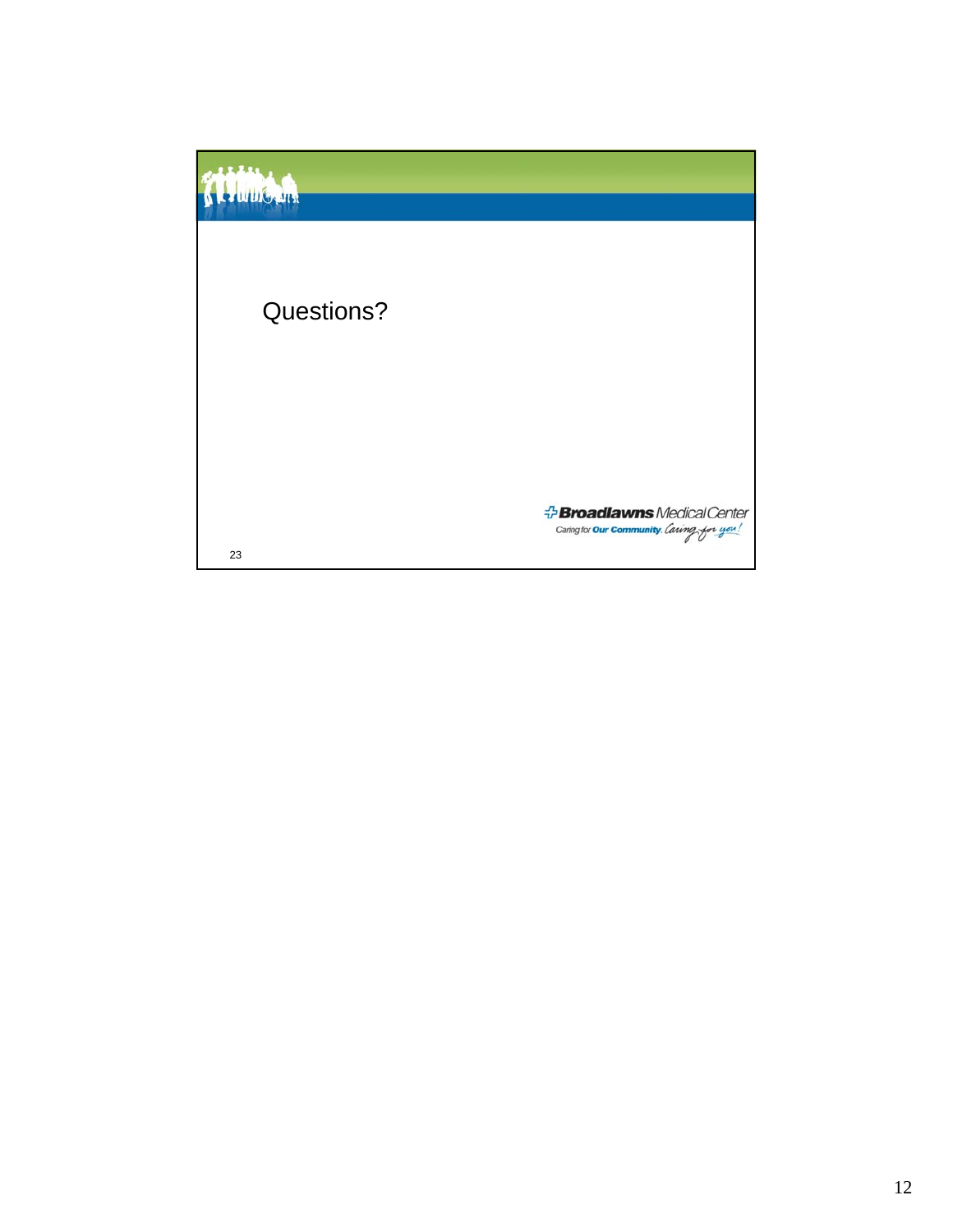Questions?

Broadlawns Medical Center

Caring for Our Community. Caring for you!